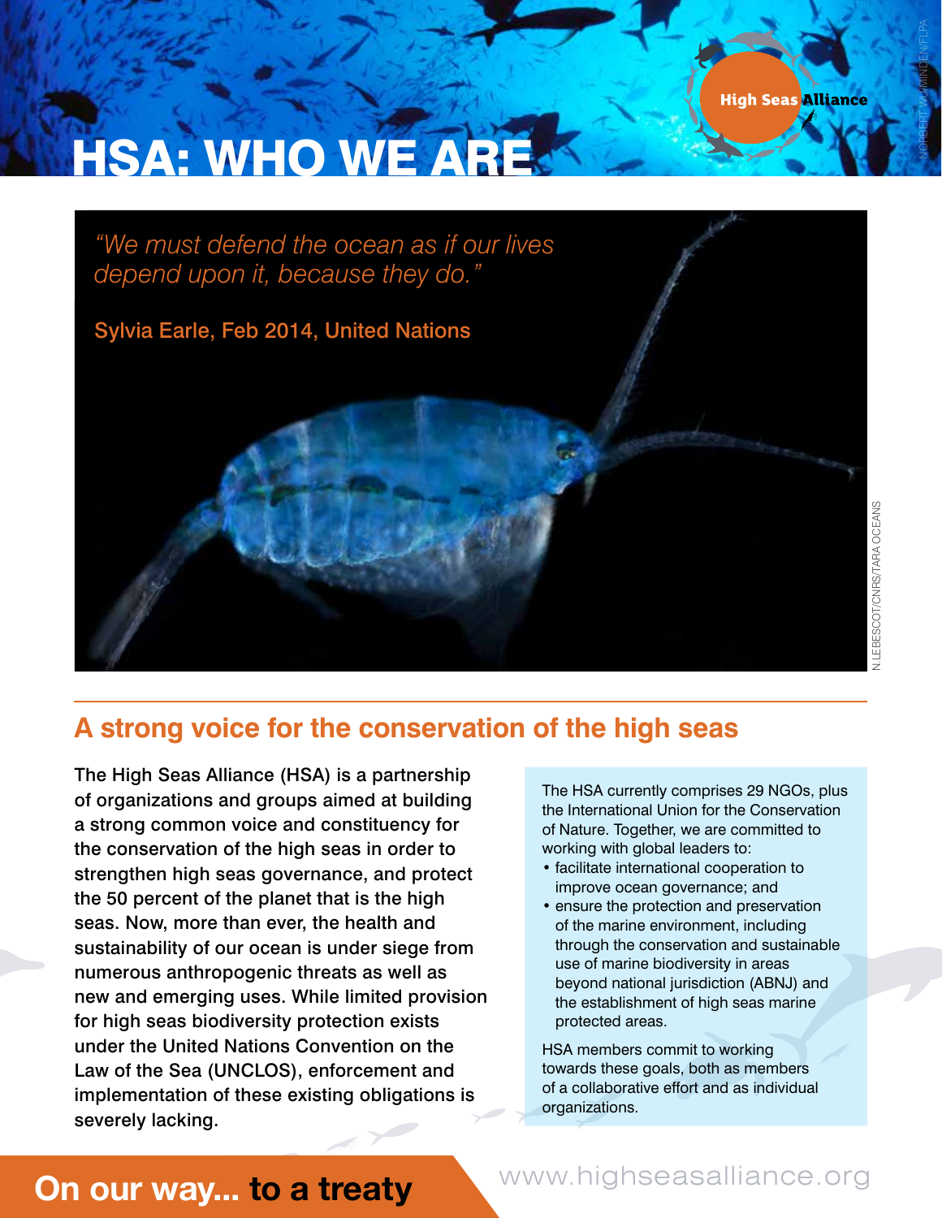# HSA: WHO WE ARE

*"We must defend the ocean as if our lives depend upon it, because they do."*

Sylvia Earle, Feb 2014, United Nations

## A strong voice for the conservation of the high seas

The High Seas Alliance (HSA) is a partnership of organizations and groups aimed at building a strong common voice and constituency for the conservation of the high seas in order to strengthen high seas governance, and protect the 50 percent of the planet that is the high seas. Now, more than ever, the health and sustainability of our ocean is under siege from numerous anthropogenic threats as well as new and emerging uses. While limited provision for high seas biodiversity protection exists under the United Nations Convention on the Law of the Sea (UNCLOS), enforcement and implementation of these existing obligations is severely lacking.

The HSA currently comprises 29 NGOs, plus the International Union for the Conservation of Nature. Together, we are committed to working with global leaders to:

- facilitate international cooperation to improve ocean governance; and
- ensure the protection and preservation of the marine environment, including through the conservation and sustainable use of marine biodiversity in areas beyond national jurisdiction (ABNJ) and the establishment of high seas marine protected areas.

HSA members commit to working towards these goals, both as members of a collaborative effort and as individual organizations.

**On our way... to a treaty**

www.highseasalliance.org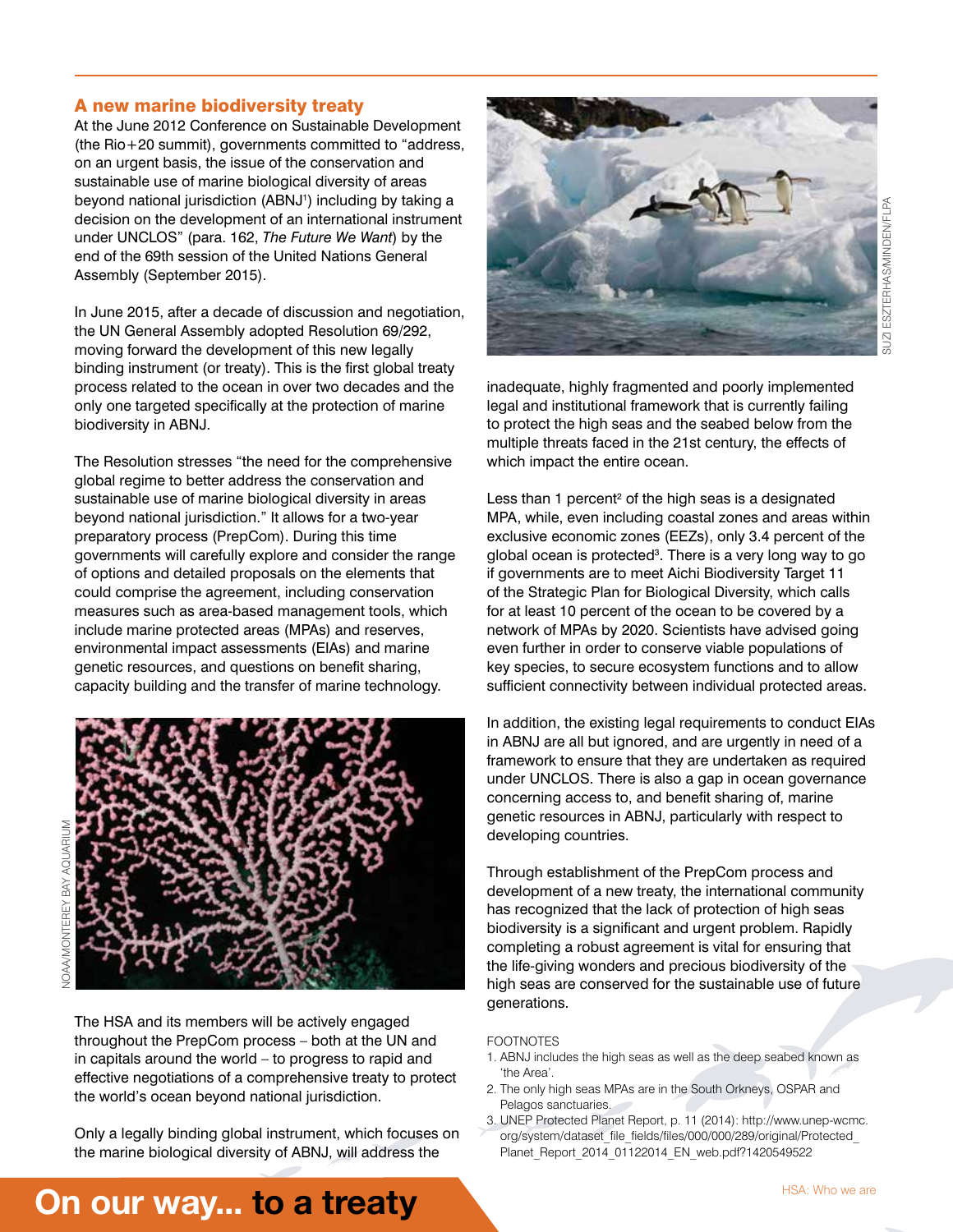## A new marine biodiversity treaty

At the June 2012 Conference on Sustainable Development (the Rio+20 summit), governments committed to "address, on an urgent basis, the issue of the conservation and sustainable use of marine biological diversity of areas beyond national jurisdiction (ABNJ[1]) including by taking a decision on the development of an international instrument under UNCLOS" (para. 162, *The Future We Want*) by the end of the 69th session of the United Nations General Assembly (September 2015).

In June 2015, after a decade of discussion and negotiation, the UN General Assembly adopted Resolution 69/292, moving forward the development of this new legally binding instrument (or treaty). This is the first global treaty process related to the ocean in over two decades and the only one targeted specifically at the protection of marine biodiversity in ABNJ.

The Resolution stresses "the need for the comprehensive global regime to better address the conservation and sustainable use of marine biological diversity in areas beyond national jurisdiction." It allows for a two-year preparatory process (PrepCom). During this time governments will carefully explore and consider the range of options and detailed proposals on the elements that could comprise the agreement, including conservation measures such as area-based management tools, which include marine protected areas (MPAs) and reserves, environmental impact assessments (EIAs) and marine genetic resources, and questions on benefit sharing, capacity building and the transfer of marine technology.

NOAA/MONTEREY BAY AQUARIUM

The HSA and its members will be actively engaged throughout the PrepCom process – both at the UN and in capitals around the world – to progress to rapid and effective negotiations of a comprehensive treaty to protect the world's ocean beyond national jurisdiction.

Only a legally binding global instrument, which focuses on the marine biological diversity of ABNJ, will address the inadequate, highly fragmented and poorly implemented legal and institutional framework that is currently failing to protect the high seas and the seabed below from the multiple threats faced in the 21st century, the effects of which impact the entire ocean.

SUZI ESZTERHAS/MINDEN/FLPA

Less than 1 percent[2] of the high seas is a designated MPA, while, even including coastal zones and areas within exclusive economic zones (EEZs), only 3.4 percent of the global ocean is protected[3]. There is a very long way to go if governments are to meet Aichi Biodiversity Target 11 of the Strategic Plan for Biological Diversity, which calls for at least 10 percent of the ocean to be covered by a network of MPAs by 2020. Scientists have advised going even further in order to conserve viable populations of key species, to secure ecosystem functions and to allow sufficient connectivity between individual protected areas.

In addition, the existing legal requirements to conduct EIAs in ABNJ are all but ignored, and are urgently in need of a framework to ensure that they are undertaken as required under UNCLOS. There is also a gap in ocean governance concerning access to, and benefit sharing of, marine genetic resources in ABNJ, particularly with respect to developing countries.

Through establishment of the PrepCom process and development of a new treaty, the international community has recognized that the lack of protection of high seas biodiversity is a significant and urgent problem. Rapidly completing a robust agreement is vital for ensuring that the life-giving wonders and precious biodiversity of the high seas are conserved for the sustainable use of future generations.

FOOTNOTES

1. ABNJ includes the high seas as well as the deep seabed known as 'the Area'.
2. The only high seas MPAs are in the South Orkneys, OSPAR and Pelagos sanctuaries.
3. UNEP Protected Planet Report, p. 11 (2014): http://www.unep-wcmc.org/system/dataset_file_fields/files/000/000/289/original/Protected_Planet_Report_2014_01122014_EN_web.pdf?1420549522

# On our way... to a treaty